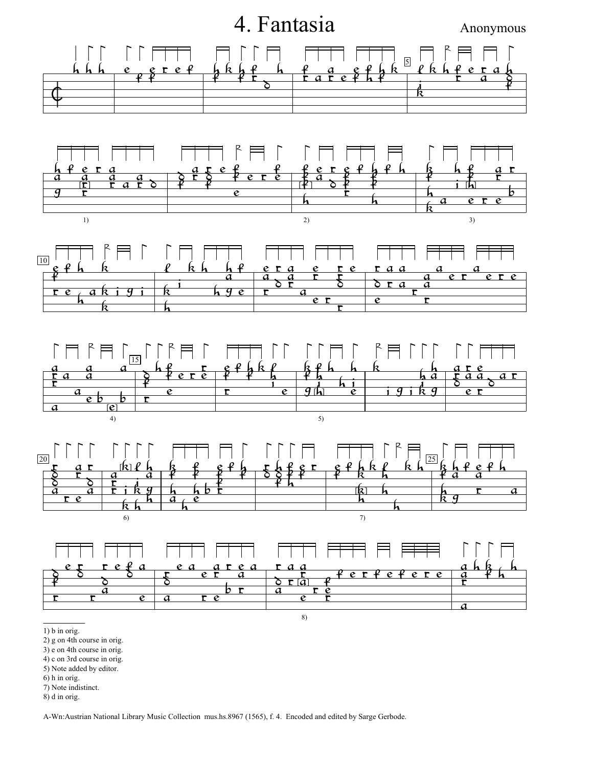# 4. Fantasia

Anonymous

1) b in orig.
2) g on 4th course in orig.
3) e on 4th course in orig.
4) c on 3rd course in orig.
5) Note added by editor.
6) h in orig.
7) Note indistinct.
8) d in orig.

A-Wn:Austrian National Library Music Collection mus.hs.8967 (1565), f. 4. Encoded and edited by Sarge Gerbode.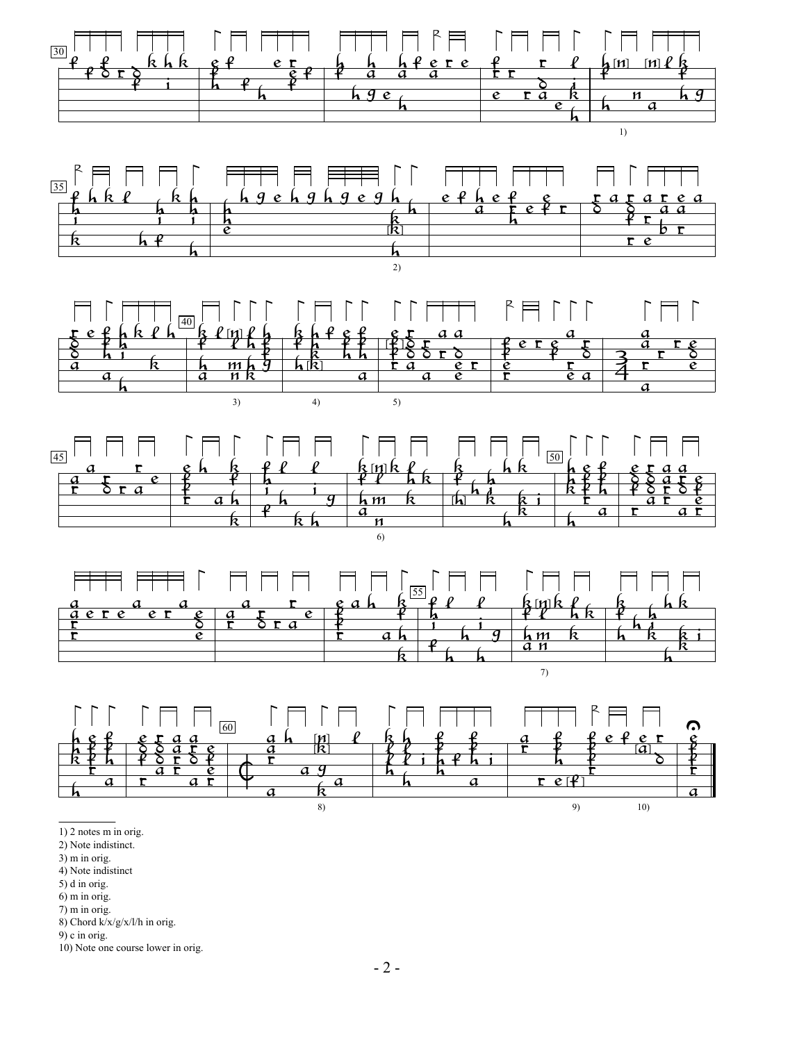1) 2 notes m in orig.
2) Note indistinct.
3) m in orig.
4) Note indistinct
5) d in orig.
6) m in orig.
7) m in orig.
8) Chord k/x/g/x/l/h in orig.
9) c in orig.
10) Note one course lower in orig.